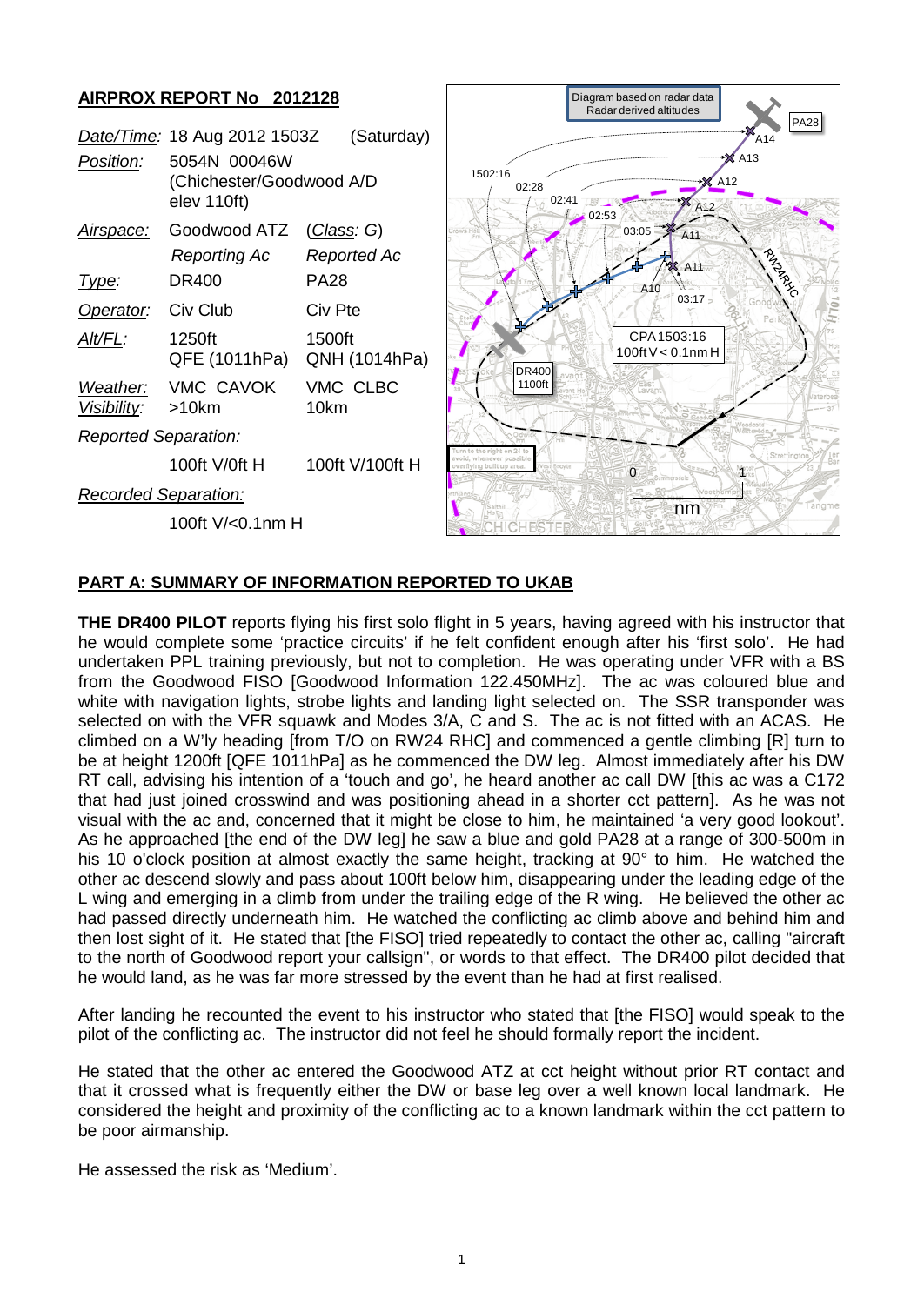## AIRPROX REPORT No 2012128

| | | |
|---|---|---|
| *Date/Time:* | 18 Aug 2012 1503Z | (Saturday) |
| *Position:* | 5054N 00046W (Chichester/Goodwood A/D elev 110ft) | |
| *Airspace:* | Goodwood ATZ | (*Class*: G) |
| | *Reporting Ac* | *Reported Ac* |
| *Type:* | DR400 | PA28 |
| *Operator:* | Civ Club | Civ Pte |
| *Alt/FL:* | 1250ft QFE (1011hPa) | 1500ft QNH (1014hPa) |
| *Weather:* | VMC CAVOK | VMC CLBC |
| *Visibility:* | >10km | 10km |
| *Reported Separation:* | | |
| | 100ft V/0ft H | 100ft V/100ft H |
| *Recorded Separation:* | | |
| | 100ft V/<0.1nm H | |

## PART A: SUMMARY OF INFORMATION REPORTED TO UKAB

**THE DR400 PILOT** reports flying his first solo flight in 5 years, having agreed with his instructor that he would complete some 'practice circuits' if he felt confident enough after his 'first solo'. He had undertaken PPL training previously, but not to completion. He was operating under VFR with a BS from the Goodwood FISO [Goodwood Information 122.450MHz]. The ac was coloured blue and white with navigation lights, strobe lights and landing light selected on. The SSR transponder was selected on with the VFR squawk and Modes 3/A, C and S. The ac is not fitted with an ACAS. He climbed on a W'ly heading [from T/O on RW24 RHC] and commenced a gentle climbing [R] turn to be at height 1200ft [QFE 1011hPa] as he commenced the DW leg. Almost immediately after his DW RT call, advising his intention of a 'touch and go', he heard another ac call DW [this ac was a C172 that had just joined crosswind and was positioning ahead in a shorter cct pattern]. As he was not visual with the ac and, concerned that it might be close to him, he maintained 'a very good lookout'. As he approached [the end of the DW leg] he saw a blue and gold PA28 at a range of 300-500m in his 10 o'clock position at almost exactly the same height, tracking at 90° to him. He watched the other ac descend slowly and pass about 100ft below him, disappearing under the leading edge of the L wing and emerging in a climb from under the trailing edge of the R wing. He believed the other ac had passed directly underneath him. He watched the conflicting ac climb above and behind him and then lost sight of it. He stated that [the FISO] tried repeatedly to contact the other ac, calling "aircraft to the north of Goodwood report your callsign", or words to that effect. The DR400 pilot decided that he would land, as he was far more stressed by the event than he had at first realised.

After landing he recounted the event to his instructor who stated that [the FISO] would speak to the pilot of the conflicting ac. The instructor did not feel he should formally report the incident.

He stated that the other ac entered the Goodwood ATZ at cct height without prior RT contact and that it crossed what is frequently either the DW or base leg over a well known local landmark. He considered the height and proximity of the conflicting ac to a known landmark within the cct pattern to be poor airmanship.

He assessed the risk as 'Medium'.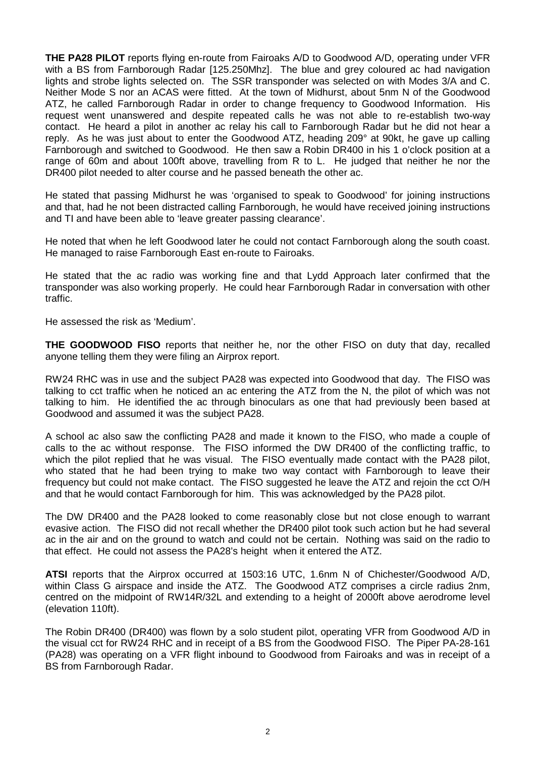**THE PA28 PILOT** reports flying en-route from Fairoaks A/D to Goodwood A/D, operating under VFR with a BS from Farnborough Radar [125.250Mhz]. The blue and grey coloured ac had navigation lights and strobe lights selected on. The SSR transponder was selected on with Modes 3/A and C. Neither Mode S nor an ACAS were fitted. At the town of Midhurst, about 5nm N of the Goodwood ATZ, he called Farnborough Radar in order to change frequency to Goodwood Information. His request went unanswered and despite repeated calls he was not able to re-establish two-way contact. He heard a pilot in another ac relay his call to Farnborough Radar but he did not hear a reply. As he was just about to enter the Goodwood ATZ, heading 209° at 90kt, he gave up calling Farnborough and switched to Goodwood. He then saw a Robin DR400 in his 1 o'clock position at a range of 60m and about 100ft above, travelling from R to L. He judged that neither he nor the DR400 pilot needed to alter course and he passed beneath the other ac.

He stated that passing Midhurst he was 'organised to speak to Goodwood' for joining instructions and that, had he not been distracted calling Farnborough, he would have received joining instructions and TI and have been able to 'leave greater passing clearance'.

He noted that when he left Goodwood later he could not contact Farnborough along the south coast. He managed to raise Farnborough East en-route to Fairoaks.

He stated that the ac radio was working fine and that Lydd Approach later confirmed that the transponder was also working properly. He could hear Farnborough Radar in conversation with other traffic.

He assessed the risk as 'Medium'.

**THE GOODWOOD FISO** reports that neither he, nor the other FISO on duty that day, recalled anyone telling them they were filing an Airprox report.

RW24 RHC was in use and the subject PA28 was expected into Goodwood that day. The FISO was talking to cct traffic when he noticed an ac entering the ATZ from the N, the pilot of which was not talking to him. He identified the ac through binoculars as one that had previously been based at Goodwood and assumed it was the subject PA28.

A school ac also saw the conflicting PA28 and made it known to the FISO, who made a couple of calls to the ac without response. The FISO informed the DW DR400 of the conflicting traffic, to which the pilot replied that he was visual. The FISO eventually made contact with the PA28 pilot, who stated that he had been trying to make two way contact with Farnborough to leave their frequency but could not make contact. The FISO suggested he leave the ATZ and rejoin the cct O/H and that he would contact Farnborough for him. This was acknowledged by the PA28 pilot.

The DW DR400 and the PA28 looked to come reasonably close but not close enough to warrant evasive action. The FISO did not recall whether the DR400 pilot took such action but he had several ac in the air and on the ground to watch and could not be certain. Nothing was said on the radio to that effect. He could not assess the PA28's height when it entered the ATZ.

**ATSI** reports that the Airprox occurred at 1503:16 UTC, 1.6nm N of Chichester/Goodwood A/D, within Class G airspace and inside the ATZ. The Goodwood ATZ comprises a circle radius 2nm, centred on the midpoint of RW14R/32L and extending to a height of 2000ft above aerodrome level (elevation 110ft).

The Robin DR400 (DR400) was flown by a solo student pilot, operating VFR from Goodwood A/D in the visual cct for RW24 RHC and in receipt of a BS from the Goodwood FISO. The Piper PA-28-161 (PA28) was operating on a VFR flight inbound to Goodwood from Fairoaks and was in receipt of a BS from Farnborough Radar.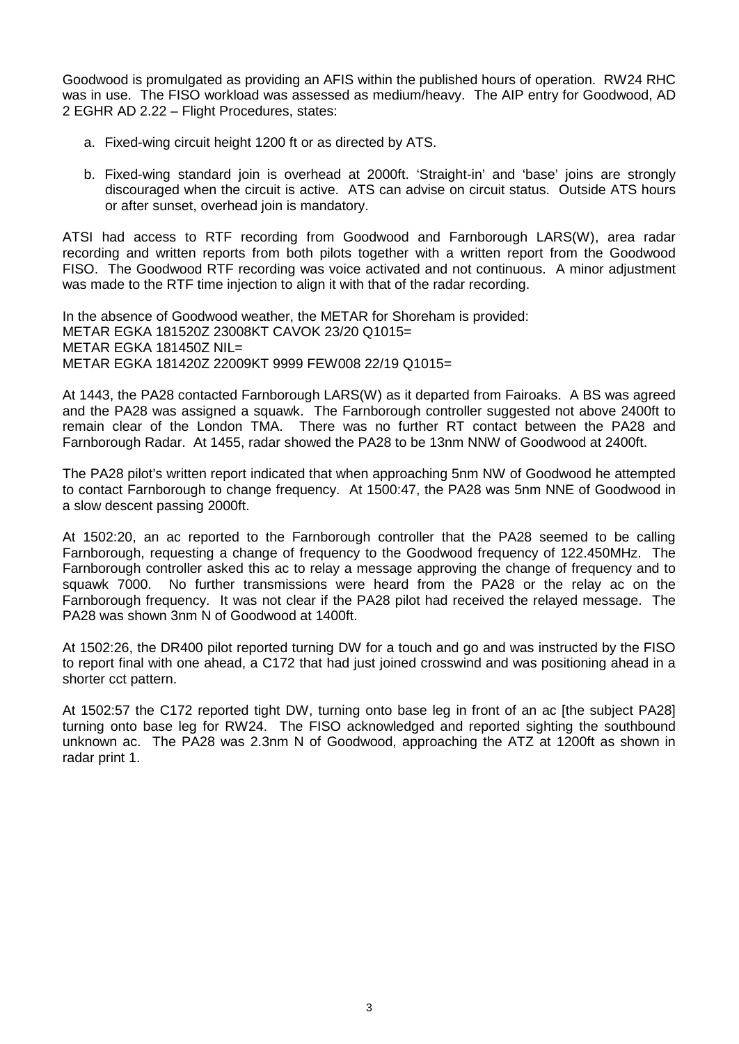Goodwood is promulgated as providing an AFIS within the published hours of operation. RW24 RHC was in use. The FISO workload was assessed as medium/heavy. The AIP entry for Goodwood, AD 2 EGHR AD 2.22 – Flight Procedures, states:

a. Fixed-wing circuit height 1200 ft or as directed by ATS.

b. Fixed-wing standard join is overhead at 2000ft. 'Straight-in' and 'base' joins are strongly discouraged when the circuit is active. ATS can advise on circuit status. Outside ATS hours or after sunset, overhead join is mandatory.

ATSI had access to RTF recording from Goodwood and Farnborough LARS(W), area radar recording and written reports from both pilots together with a written report from the Goodwood FISO. The Goodwood RTF recording was voice activated and not continuous. A minor adjustment was made to the RTF time injection to align it with that of the radar recording.

In the absence of Goodwood weather, the METAR for Shoreham is provided:
METAR EGKA 181520Z 23008KT CAVOK 23/20 Q1015=
METAR EGKA 181450Z NIL=
METAR EGKA 181420Z 22009KT 9999 FEW008 22/19 Q1015=

At 1443, the PA28 contacted Farnborough LARS(W) as it departed from Fairoaks. A BS was agreed and the PA28 was assigned a squawk. The Farnborough controller suggested not above 2400ft to remain clear of the London TMA. There was no further RT contact between the PA28 and Farnborough Radar. At 1455, radar showed the PA28 to be 13nm NNW of Goodwood at 2400ft.

The PA28 pilot's written report indicated that when approaching 5nm NW of Goodwood he attempted to contact Farnborough to change frequency. At 1500:47, the PA28 was 5nm NNE of Goodwood in a slow descent passing 2000ft.

At 1502:20, an ac reported to the Farnborough controller that the PA28 seemed to be calling Farnborough, requesting a change of frequency to the Goodwood frequency of 122.450MHz. The Farnborough controller asked this ac to relay a message approving the change of frequency and to squawk 7000. No further transmissions were heard from the PA28 or the relay ac on the Farnborough frequency. It was not clear if the PA28 pilot had received the relayed message. The PA28 was shown 3nm N of Goodwood at 1400ft.

At 1502:26, the DR400 pilot reported turning DW for a touch and go and was instructed by the FISO to report final with one ahead, a C172 that had just joined crosswind and was positioning ahead in a shorter cct pattern.

At 1502:57 the C172 reported tight DW, turning onto base leg in front of an ac [the subject PA28] turning onto base leg for RW24. The FISO acknowledged and reported sighting the southbound unknown ac. The PA28 was 2.3nm N of Goodwood, approaching the ATZ at 1200ft as shown in radar print 1.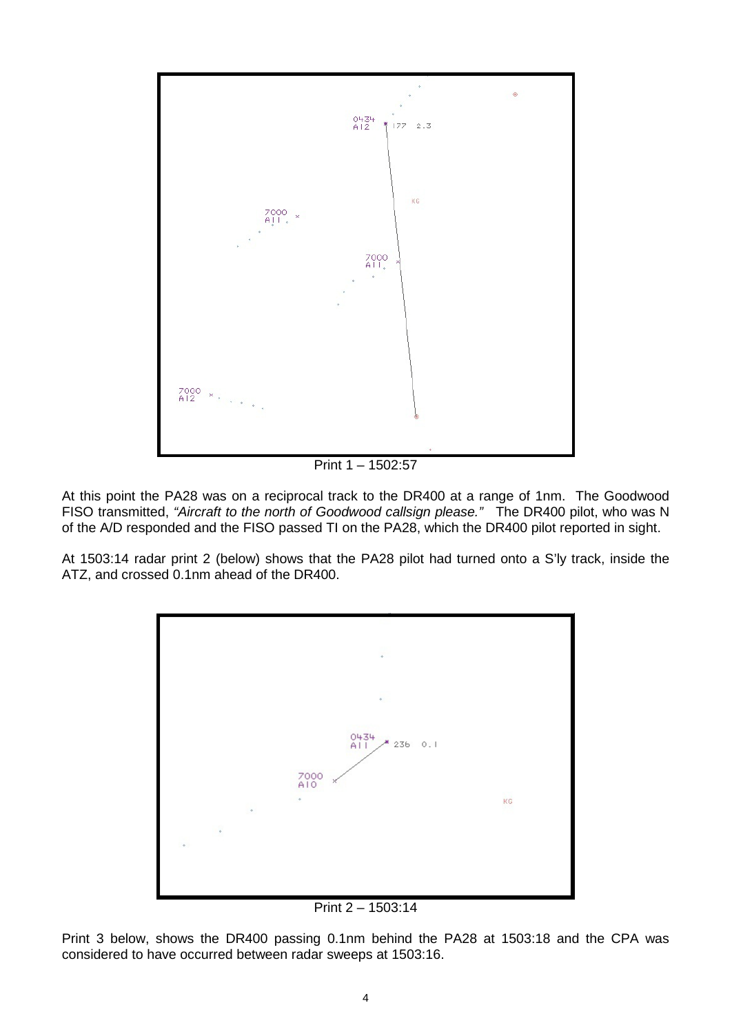Print 1 – 1502:57

At this point the PA28 was on a reciprocal track to the DR400 at a range of 1nm. The Goodwood FISO transmitted, *"Aircraft to the north of Goodwood callsign please."* The DR400 pilot, who was N of the A/D responded and the FISO passed TI on the PA28, which the DR400 pilot reported in sight.

At 1503:14 radar print 2 (below) shows that the PA28 pilot had turned onto a S'ly track, inside the ATZ, and crossed 0.1nm ahead of the DR400.

Print 2 – 1503:14

Print 3 below, shows the DR400 passing 0.1nm behind the PA28 at 1503:18 and the CPA was considered to have occurred between radar sweeps at 1503:16.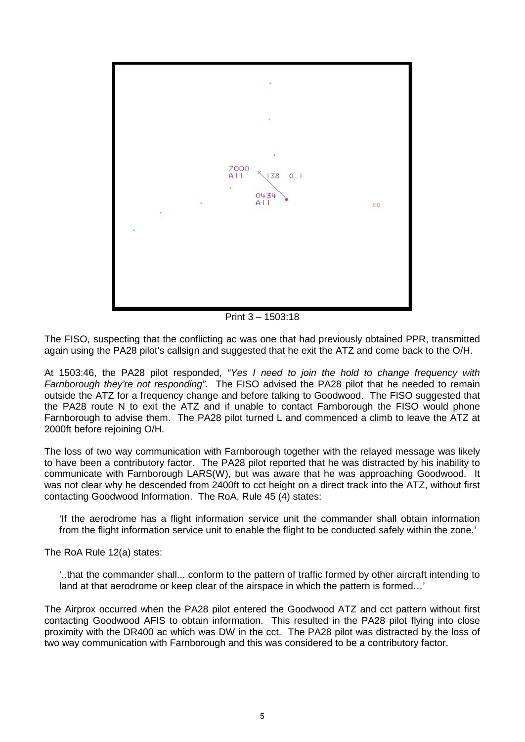Print 3 – 1503:18

The FISO, suspecting that the conflicting ac was one that had previously obtained PPR, transmitted again using the PA28 pilot's callsign and suggested that he exit the ATZ and come back to the O/H.

At 1503:46, the PA28 pilot responded, *"Yes I need to join the hold to change frequency with Farnborough they're not responding".* The FISO advised the PA28 pilot that he needed to remain outside the ATZ for a frequency change and before talking to Goodwood. The FISO suggested that the PA28 route N to exit the ATZ and if unable to contact Farnborough the FISO would phone Farnborough to advise them. The PA28 pilot turned L and commenced a climb to leave the ATZ at 2000ft before rejoining O/H.

The loss of two way communication with Farnborough together with the relayed message was likely to have been a contributory factor. The PA28 pilot reported that he was distracted by his inability to communicate with Farnborough LARS(W), but was aware that he was approaching Goodwood. It was not clear why he descended from 2400ft to cct height on a direct track into the ATZ, without first contacting Goodwood Information. The RoA, Rule 45 (4) states:

> 'If the aerodrome has a flight information service unit the commander shall obtain information from the flight information service unit to enable the flight to be conducted safely within the zone.'

The RoA Rule 12(a) states:

> '..that the commander shall... conform to the pattern of traffic formed by other aircraft intending to land at that aerodrome or keep clear of the airspace in which the pattern is formed…'

The Airprox occurred when the PA28 pilot entered the Goodwood ATZ and cct pattern without first contacting Goodwood AFIS to obtain information. This resulted in the PA28 pilot flying into close proximity with the DR400 ac which was DW in the cct. The PA28 pilot was distracted by the loss of two way communication with Farnborough and this was considered to be a contributory factor.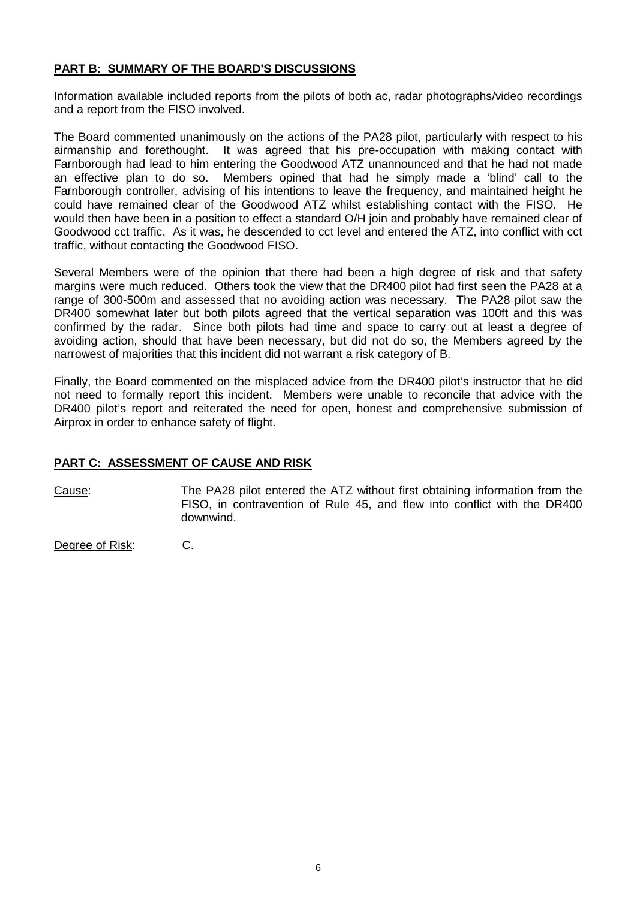## PART B: SUMMARY OF THE BOARD'S DISCUSSIONS

Information available included reports from the pilots of both ac, radar photographs/video recordings and a report from the FISO involved.

The Board commented unanimously on the actions of the PA28 pilot, particularly with respect to his airmanship and forethought. It was agreed that his pre-occupation with making contact with Farnborough had lead to him entering the Goodwood ATZ unannounced and that he had not made an effective plan to do so. Members opined that had he simply made a 'blind' call to the Farnborough controller, advising of his intentions to leave the frequency, and maintained height he could have remained clear of the Goodwood ATZ whilst establishing contact with the FISO. He would then have been in a position to effect a standard O/H join and probably have remained clear of Goodwood cct traffic. As it was, he descended to cct level and entered the ATZ, into conflict with cct traffic, without contacting the Goodwood FISO.

Several Members were of the opinion that there had been a high degree of risk and that safety margins were much reduced. Others took the view that the DR400 pilot had first seen the PA28 at a range of 300-500m and assessed that no avoiding action was necessary. The PA28 pilot saw the DR400 somewhat later but both pilots agreed that the vertical separation was 100ft and this was confirmed by the radar. Since both pilots had time and space to carry out at least a degree of avoiding action, should that have been necessary, but did not do so, the Members agreed by the narrowest of majorities that this incident did not warrant a risk category of B.

Finally, the Board commented on the misplaced advice from the DR400 pilot's instructor that he did not need to formally report this incident. Members were unable to reconcile that advice with the DR400 pilot's report and reiterated the need for open, honest and comprehensive submission of Airprox in order to enhance safety of flight.

## PART C: ASSESSMENT OF CAUSE AND RISK

Cause: The PA28 pilot entered the ATZ without first obtaining information from the FISO, in contravention of Rule 45, and flew into conflict with the DR400 downwind.

Degree of Risk: C.